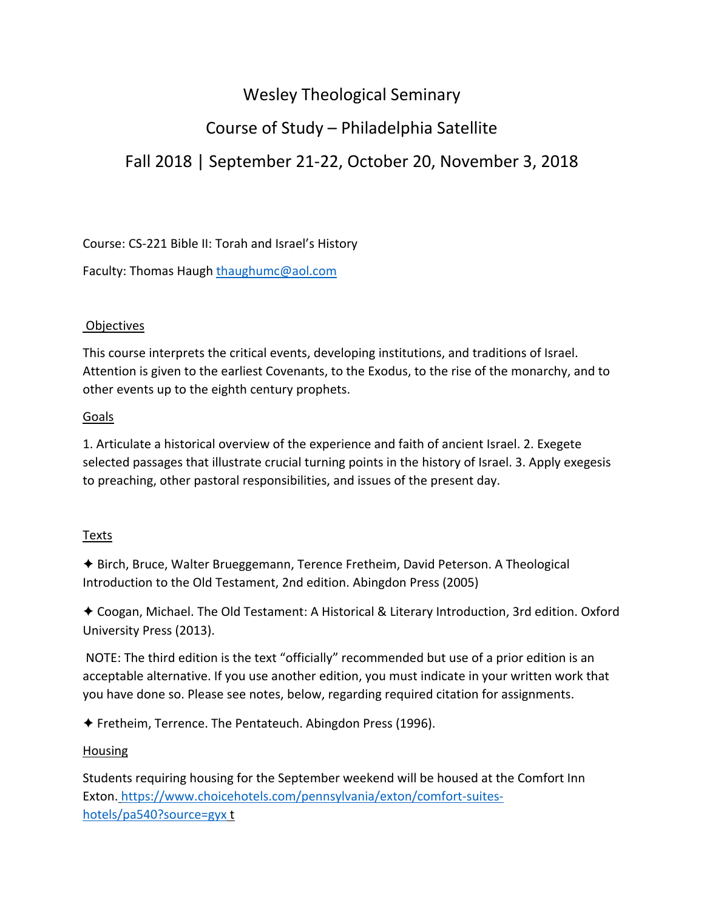# Wesley Theological Seminary

## Course of Study – Philadelphia Satellite

## Fall 2018 | September 21-22, October 20, November 3, 2018

Course: CS-221 Bible II: Torah and Israel's History

Faculty: Thomas Haugh thaughumc@aol.com

### Objectives

This course interprets the critical events, developing institutions, and traditions of Israel. Attention is given to the earliest Covenants, to the Exodus, to the rise of the monarchy, and to other events up to the eighth century prophets.

### Goals

1. Articulate a historical overview of the experience and faith of ancient Israel. 2. Exegete selected passages that illustrate crucial turning points in the history of Israel. 3. Apply exegesis to preaching, other pastoral responsibilities, and issues of the present day.

### Texts

✦ Birch, Bruce, Walter Brueggemann, Terence Fretheim, David Peterson. A Theological Introduction to the Old Testament, 2nd edition. Abingdon Press (2005)

✦ Coogan, Michael. The Old Testament: A Historical & Literary Introduction, 3rd edition. Oxford University Press (2013).

NOTE: The third edition is the text "officially" recommended but use of a prior edition is an acceptable alternative. If you use another edition, you must indicate in your written work that you have done so. Please see notes, below, regarding required citation for assignments.

✦ Fretheim, Terrence. The Pentateuch. Abingdon Press (1996).

### Housing

Students requiring housing for the September weekend will be housed at the Comfort Inn Exton. https://www.choicehotels.com/pennsylvania/exton/comfort-suites-hotels/pa540?source=gyx t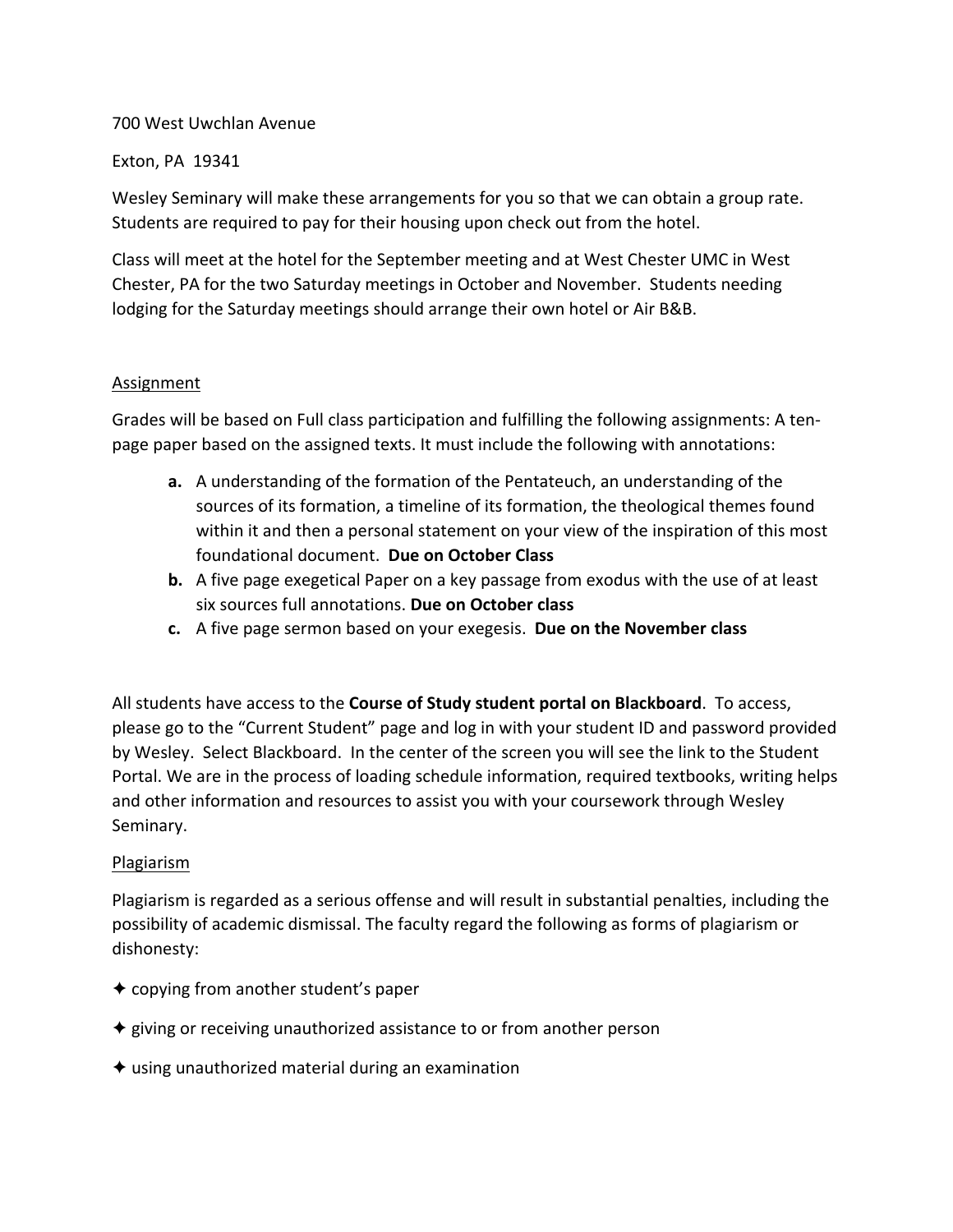700 West Uwchlan Avenue

Exton, PA 19341

Wesley Seminary will make these arrangements for you so that we can obtain a group rate. Students are required to pay for their housing upon check out from the hotel.

Class will meet at the hotel for the September meeting and at West Chester UMC in West Chester, PA for the two Saturday meetings in October and November. Students needing lodging for the Saturday meetings should arrange their own hotel or Air B&B.

## Assignment

Grades will be based on Full class participation and fulfilling the following assignments: A ten-page paper based on the assigned texts. It must include the following with annotations:

- **a.** A understanding of the formation of the Pentateuch, an understanding of the sources of its formation, a timeline of its formation, the theological themes found within it and then a personal statement on your view of the inspiration of this most foundational document. **Due on October Class**
- **b.** A five page exegetical Paper on a key passage from exodus with the use of at least six sources full annotations. **Due on October class**
- **c.** A five page sermon based on your exegesis. **Due on the November class**

All students have access to the **Course of Study student portal on Blackboard**. To access, please go to the "Current Student" page and log in with your student ID and password provided by Wesley. Select Blackboard. In the center of the screen you will see the link to the Student Portal. We are in the process of loading schedule information, required textbooks, writing helps and other information and resources to assist you with your coursework through Wesley Seminary.

## Plagiarism

Plagiarism is regarded as a serious offense and will result in substantial penalties, including the possibility of academic dismissal. The faculty regard the following as forms of plagiarism or dishonesty:

✦ copying from another student's paper

✦ giving or receiving unauthorized assistance to or from another person

✦ using unauthorized material during an examination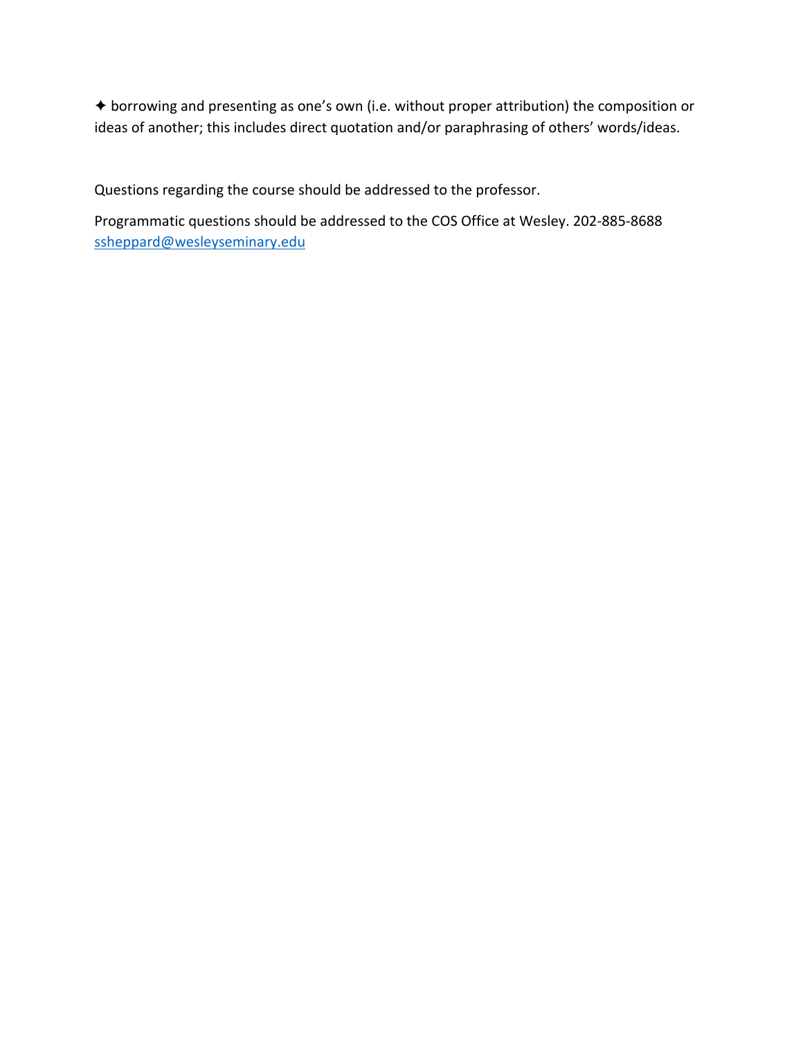✦ borrowing and presenting as one's own (i.e. without proper attribution) the composition or ideas of another; this includes direct quotation and/or paraphrasing of others' words/ideas.

Questions regarding the course should be addressed to the professor.

Programmatic questions should be addressed to the COS Office at Wesley. 202-885-8688
ssheppard@wesleyseminary.edu